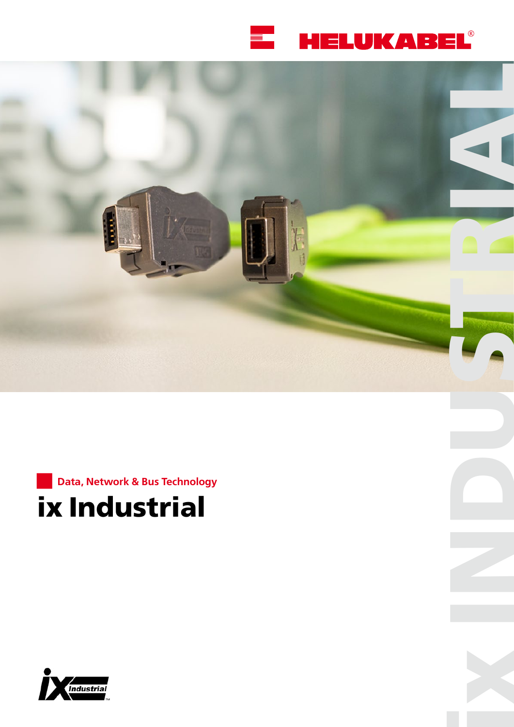HELUKABEL®

Data, Network & Bus Technology

# ix Industrial

ix INDUSTRIAL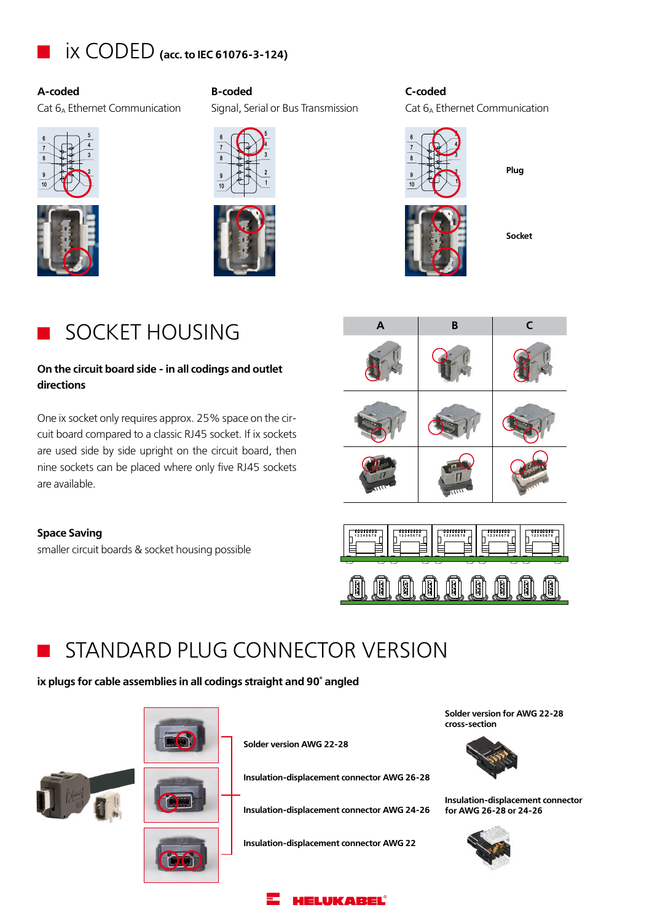# ix CODED (acc. to IEC 61076-3-124)

**A-coded**

Cat $6_A$ Ethernet Communication

**B-coded**

Signal, Serial or Bus Transmission

**C-coded**

Cat $6_A$ Ethernet Communication

Plug

Socket

# SOCKET HOUSING

**On the circuit board side - in all codings and outlet directions**

One ix socket only requires approx. 25% space on the circuit board compared to a classic RJ45 socket. If ix sockets are used side by side upright on the circuit board, then nine sockets can be placed where only five RJ45 sockets are available.

**Space Saving**

smaller circuit boards & socket housing possible

| A | B | C |
|---|---|---|

# STANDARD PLUG CONNECTOR VERSION

**ix plugs for cable assemblies in all codings straight and 90° angled**

Solder version AWG 22-28

Insulation-displacement connector AWG 26-28

Insulation-displacement connector AWG 24-26

Insulation-displacement connector AWG 22

**Solder version for AWG 22-28 cross-section**

**Insulation-displacement connector for AWG 26-28 or 24-26**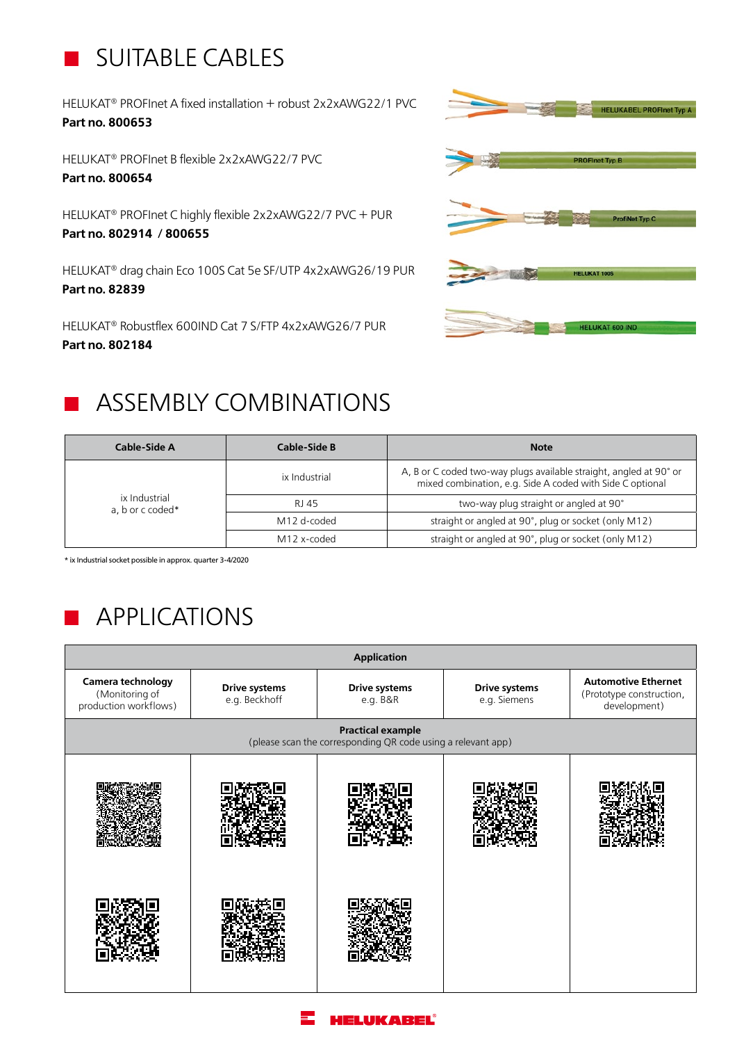## SUITABLE CABLES

HELUKAT® PROFInet A fixed installation + robust 2x2xAWG22/1 PVC
**Part no. 800653**

HELUKAT® PROFInet B flexible 2x2xAWG22/7 PVC
**Part no. 800654**

HELUKAT® PROFInet C highly flexible 2x2xAWG22/7 PVC + PUR
**Part no. 802914 / 800655**

HELUKAT® drag chain Eco 100S Cat 5e SF/UTP 4x2xAWG26/19 PUR
**Part no. 82839**

HELUKAT® Robustflex 600IND Cat 7 S/FTP 4x2xAWG26/7 PUR
**Part no. 802184**

## ASSEMBLY COMBINATIONS

| Cable-Side A | Cable-Side B | Note |
|---|---|---|
| ix Industrial a, b or c coded* | ix Industrial | A, B or C coded two-way plugs available straight, angled at 90° or mixed combination, e.g. Side A coded with Side C optional |
| | RJ 45 | two-way plug straight or angled at 90° |
| | M12 d-coded | straight or angled at 90°, plug or socket (only M12) |
| | M12 x-coded | straight or angled at 90°, plug or socket (only M12) |

* ix Industrial socket possible in approx. quarter 3-4/2020

## APPLICATIONS

| Application | | | | |
|---|---|---|---|---|
| **Camera technology** (Monitoring of production workflows) | **Drive systems** e.g. Beckhoff | **Drive systems** e.g. B&R | **Drive systems** e.g. Siemens | **Automotive Ethernet** (Prototype construction, development) |

**Practical example**
(please scan the corresponding QR code using a relevant app)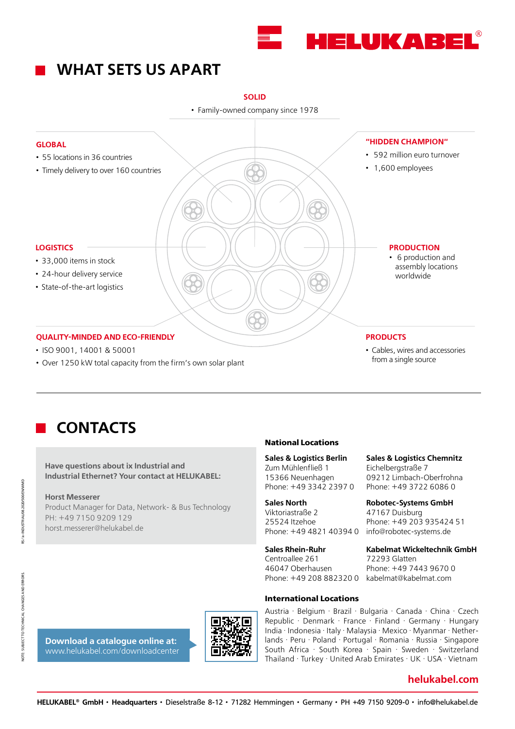# WHAT SETS US APART

### SOLID

- Family-owned company since 1978

### GLOBAL

- 55 locations in 36 countries
- Timely delivery to over 160 countries

### "HIDDEN CHAMPION"

- 592 million euro turnover
- 1,600 employees

### LOGISTICS

- 33,000 items in stock
- 24-hour delivery service
- State-of-the-art logistics

### PRODUCTION

- 6 production and assembly locations worldwide

### QUALITY-MINDED AND ECO-FRIENDLY

- ISO 9001, 14001 & 50001
- Over 1250 kW total capacity from the firm's own solar plant

### PRODUCTS

- Cables, wires and accessories from a single source

# CONTACTS

**Have questions about ix Industrial and Industrial Ethernet? Your contact at HELUKABEL:**

**Horst Messerer**
Product Manager for Data, Network- & Bus Technology
PH: +49 7150 9209 129
horst.messerer@helukabel.de

**Download a catalogue online at:**
www.helukabel.com/downloadcenter

### National Locations

**Sales & Logistics Berlin**
Zum Mühlenfließ 1
15366 Neuenhagen
Phone: +49 3342 2397 0

**Sales & Logistics Chemnitz**
Eichelbergstraße 7
09212 Limbach-Oberfrohna
Phone: +49 3722 6086 0

**Sales North**
Viktoriastraße 2
25524 Itzehoe
Phone: +49 4821 40394 0

**Robotec-Systems GmbH**
47167 Duisburg
Phone: +49 203 935424 51
info@robotec-systems.de

**Sales Rhein-Ruhr**
Centroallee 261
46047 Oberhausen
Phone: +49 208 882320 0

**Kabelmat Wickeltechnik GmbH**
72293 Glatten
Phone: +49 7443 9670 0
kabelmat@kabelmat.com

### International Locations

Austria · Belgium · Brazil · Bulgaria · Canada · China · Czech Republic · Denmark · France · Finland · Germany · Hungary India · Indonesia · Italy · Malaysia · Mexico · Myanmar · Netherlands · Peru · Poland · Portugal · Romania · Russia · Singapore South Africa · South Korea · Spain · Sweden · Switzerland Thailand · Turkey · United Arab Emirates · UK · USA · Vietnam

**helukabel.com**

NOTE: SUBJECT TO TECHNICAL CHANGES AND ERRORS

**HELUKABEL® GmbH** • **Headquarters** • Dieselstraße 8-12 • 71282 Hemmingen • Germany • PH +49 7150 9209-0 • info@helukabel.de